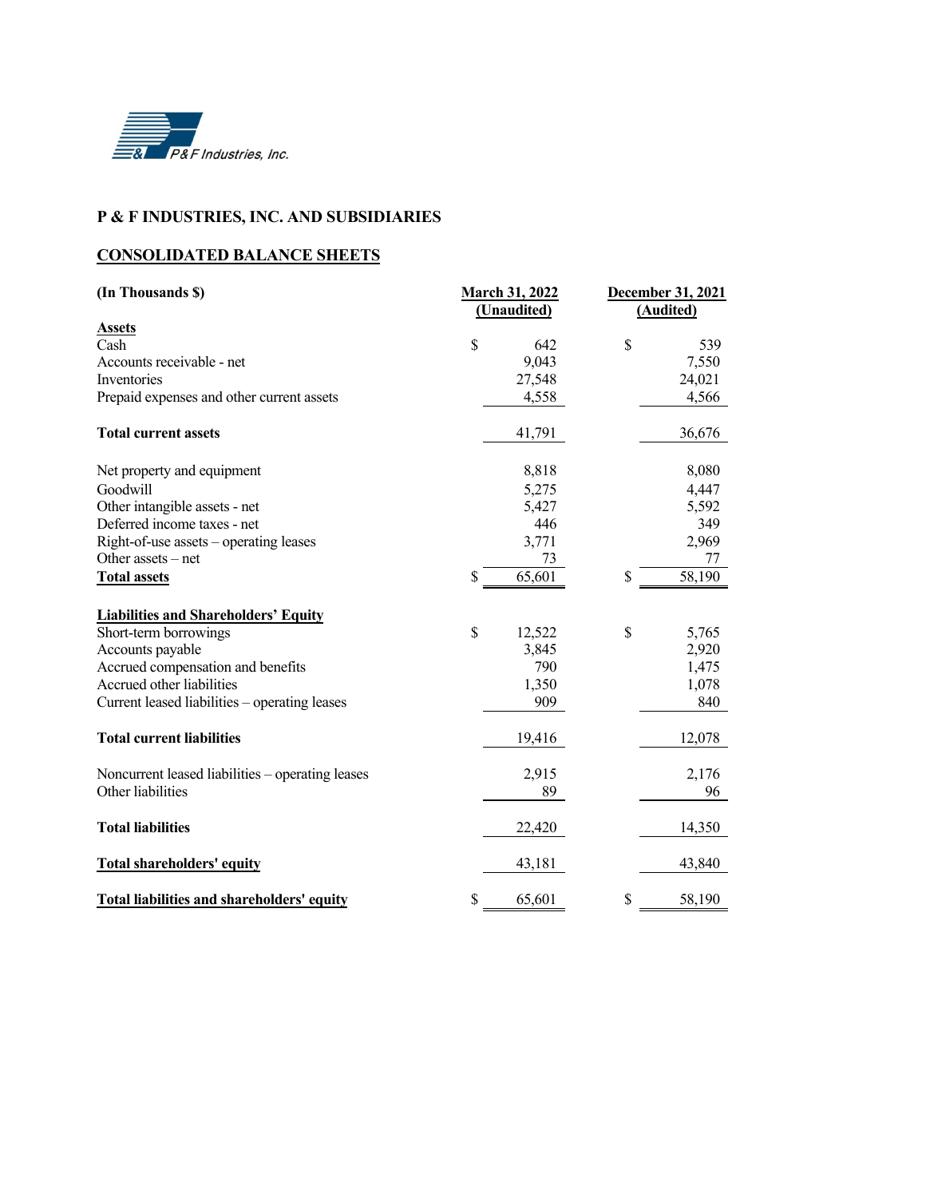P&F Industries, Inc.

## P & F INDUSTRIES, INC. AND SUBSIDIARIES

## CONSOLIDATED BALANCE SHEETS

| (In Thousands $) | March 31, 2022 (Unaudited) | December 31, 2021 (Audited) |
|---|---|---|
| **Assets** | | |
| Cash | $ 642 | $ 539 |
| Accounts receivable - net | 9,043 | 7,550 |
| Inventories | 27,548 | 24,021 |
| Prepaid expenses and other current assets | 4,558 | 4,566 |
| **Total current assets** | 41,791 | 36,676 |
| Net property and equipment | 8,818 | 8,080 |
| Goodwill | 5,275 | 4,447 |
| Other intangible assets - net | 5,427 | 5,592 |
| Deferred income taxes - net | 446 | 349 |
| Right-of-use assets – operating leases | 3,771 | 2,969 |
| Other assets – net | 73 | 77 |
| **Total assets** | $ 65,601 | $ 58,190 |
| **Liabilities and Shareholders' Equity** | | |
| Short-term borrowings | $ 12,522 | $ 5,765 |
| Accounts payable | 3,845 | 2,920 |
| Accrued compensation and benefits | 790 | 1,475 |
| Accrued other liabilities | 1,350 | 1,078 |
| Current leased liabilities – operating leases | 909 | 840 |
| **Total current liabilities** | 19,416 | 12,078 |
| Noncurrent leased liabilities – operating leases | 2,915 | 2,176 |
| Other liabilities | 89 | 96 |
| **Total liabilities** | 22,420 | 14,350 |
| **Total shareholders' equity** | 43,181 | 43,840 |
| **Total liabilities and shareholders' equity** | $ 65,601 | $ 58,190 |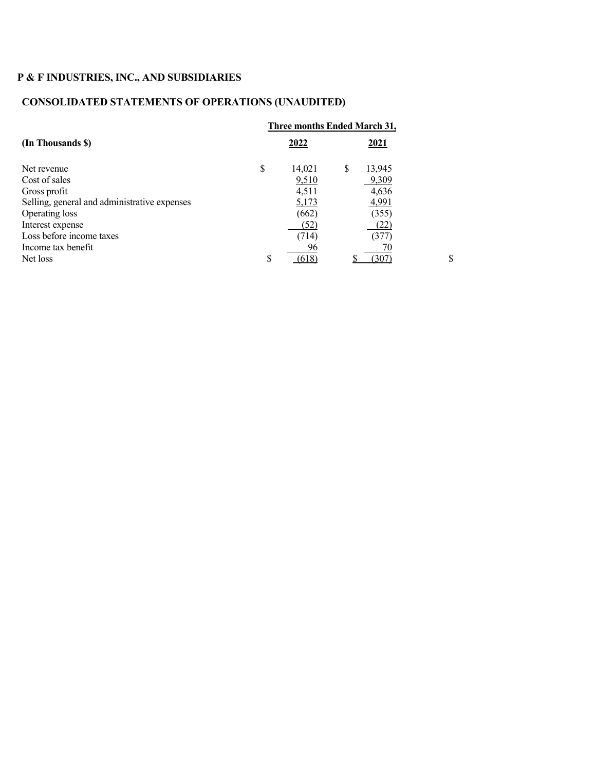# P & F INDUSTRIES, INC., AND SUBSIDIARIES

## CONSOLIDATED STATEMENTS OF OPERATIONS (UNAUDITED)

| (In Thousands $) | Three months Ended March 31, 2022 | 2021 |
|---|---|---|
| Net revenue | $ 14,021 | $ 13,945 |
| Cost of sales | 9,510 | 9,309 |
| Gross profit | 4,511 | 4,636 |
| Selling, general and administrative expenses | 5,173 | 4,991 |
| Operating loss | (662) | (355) |
| Interest expense | (52) | (22) |
| Loss before income taxes | (714) | (377) |
| Income tax benefit | 96 | 70 |
| Net loss | $ (618) | $ (307) |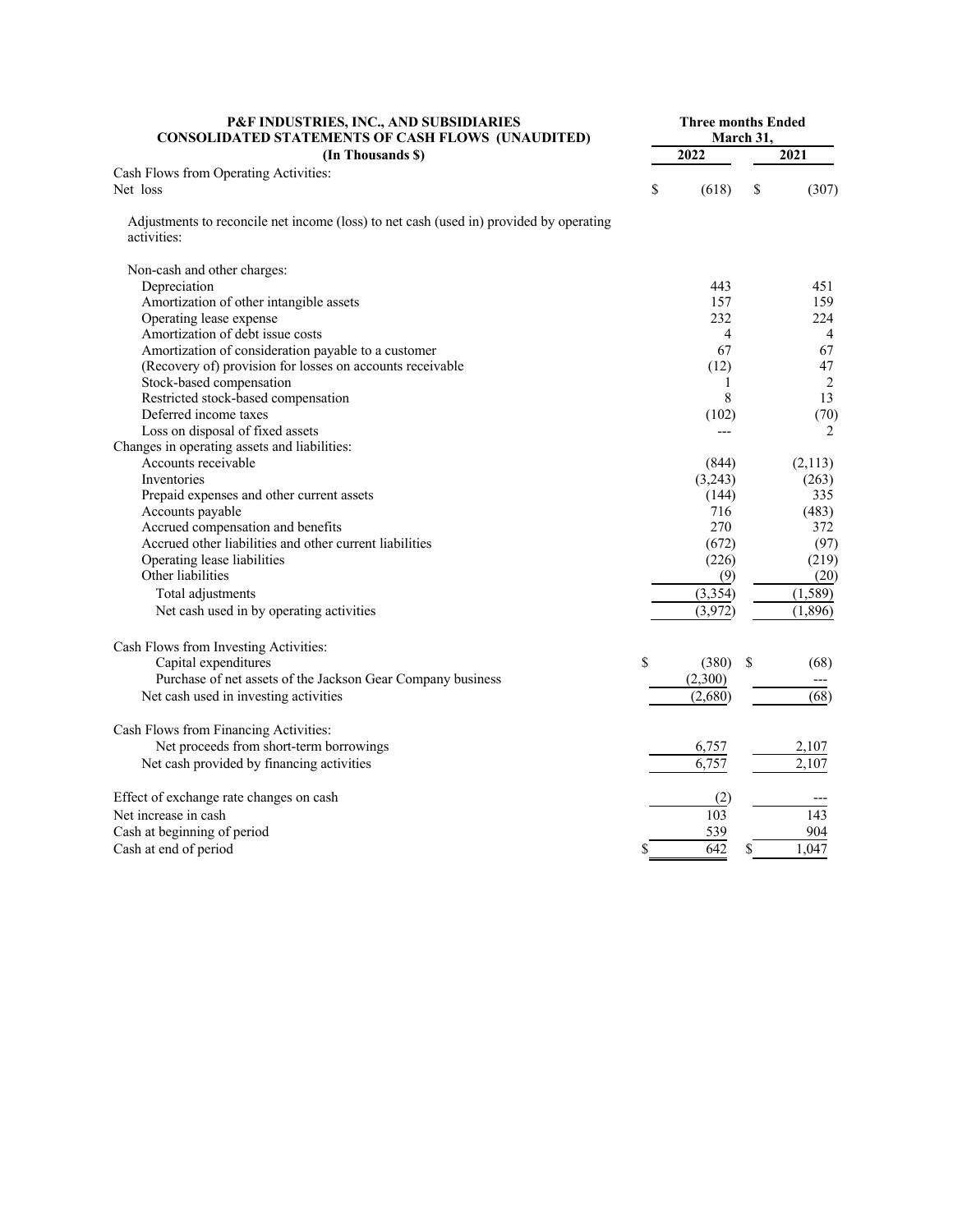**P&F INDUSTRIES, INC., AND SUBSIDIARIES**
**CONSOLIDATED STATEMENTS OF CASH FLOWS (UNAUDITED)**
**(In Thousands $)**

| | Three months Ended March 31, | |
|---|---|---|
| | **2022** | **2021** |
| Cash Flows from Operating Activities: | | |
| Net loss | $ (618) | $ (307) |
| Adjustments to reconcile net income (loss) to net cash (used in) provided by operating activities: | | |
| Non-cash and other charges: | | |
| Depreciation | 443 | 451 |
| Amortization of other intangible assets | 157 | 159 |
| Operating lease expense | 232 | 224 |
| Amortization of debt issue costs | 4 | 4 |
| Amortization of consideration payable to a customer | 67 | 67 |
| (Recovery of) provision for losses on accounts receivable | (12) | 47 |
| Stock-based compensation | 1 | 2 |
| Restricted stock-based compensation | 8 | 13 |
| Deferred income taxes | (102) | (70) |
| Loss on disposal of fixed assets | --- | 2 |
| Changes in operating assets and liabilities: | | |
| Accounts receivable | (844) | (2,113) |
| Inventories | (3,243) | (263) |
| Prepaid expenses and other current assets | (144) | 335 |
| Accounts payable | 716 | (483) |
| Accrued compensation and benefits | 270 | 372 |
| Accrued other liabilities and other current liabilities | (672) | (97) |
| Operating lease liabilities | (226) | (219) |
| Other liabilities | (9) | (20) |
| Total adjustments | (3,354) | (1,589) |
| Net cash used in by operating activities | (3,972) | (1,896) |
| Cash Flows from Investing Activities: | | |
| Capital expenditures | $ (380) | $ (68) |
| Purchase of net assets of the Jackson Gear Company business | (2,300) | --- |
| Net cash used in investing activities | (2,680) | (68) |
| Cash Flows from Financing Activities: | | |
| Net proceeds from short-term borrowings | 6,757 | 2,107 |
| Net cash provided by financing activities | 6,757 | 2,107 |
| Effect of exchange rate changes on cash | (2) | --- |
| Net increase in cash | 103 | 143 |
| Cash at beginning of period | 539 | 904 |
| Cash at end of period | $ 642 | $ 1,047 |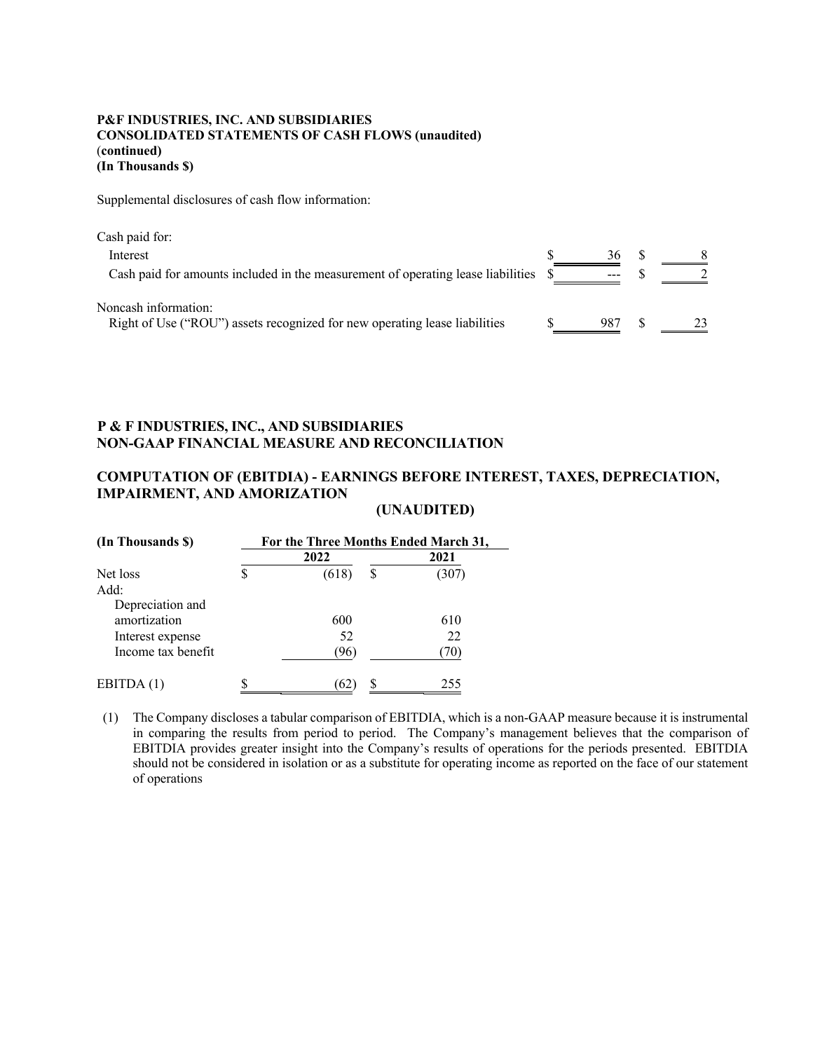**P&F INDUSTRIES, INC. AND SUBSIDIARIES**
**CONSOLIDATED STATEMENTS OF CASH FLOWS (unaudited)**
**(continued)**
**(In Thousands $)**

Supplemental disclosures of cash flow information:

| | | |
|---|---|---|
| Cash paid for: | | |
| Interest | $ 36 | $ 8 |
| Cash paid for amounts included in the measurement of operating lease liabilities | $ --- | $ 2 |
| | | |
| Noncash information: | | |
| Right of Use ("ROU") assets recognized for new operating lease liabilities | $ 987 | $ 23 |

## P & F INDUSTRIES, INC., AND SUBSIDIARIES
## NON-GAAP FINANCIAL MEASURE AND RECONCILIATION

## COMPUTATION OF (EBITDIA) - EARNINGS BEFORE INTEREST, TAXES, DEPRECIATION, IMPAIRMENT, AND AMORIZATION

**(UNAUDITED)**

| (In Thousands $) | For the Three Months Ended March 31, | |
|---|---|---|
| | 2022 | 2021 |
| Net loss | $ (618) | $ (307) |
| Add: | | |
| Depreciation and amortization | 600 | 610 |
| Interest expense | 52 | 22 |
| Income tax benefit | (96) | (70) |
| EBITDA (1) | $ (62) | $ 255 |

(1) The Company discloses a tabular comparison of EBITDIA, which is a non-GAAP measure because it is instrumental in comparing the results from period to period. The Company's management believes that the comparison of EBITDIA provides greater insight into the Company's results of operations for the periods presented. EBITDIA should not be considered in isolation or as a substitute for operating income as reported on the face of our statement of operations